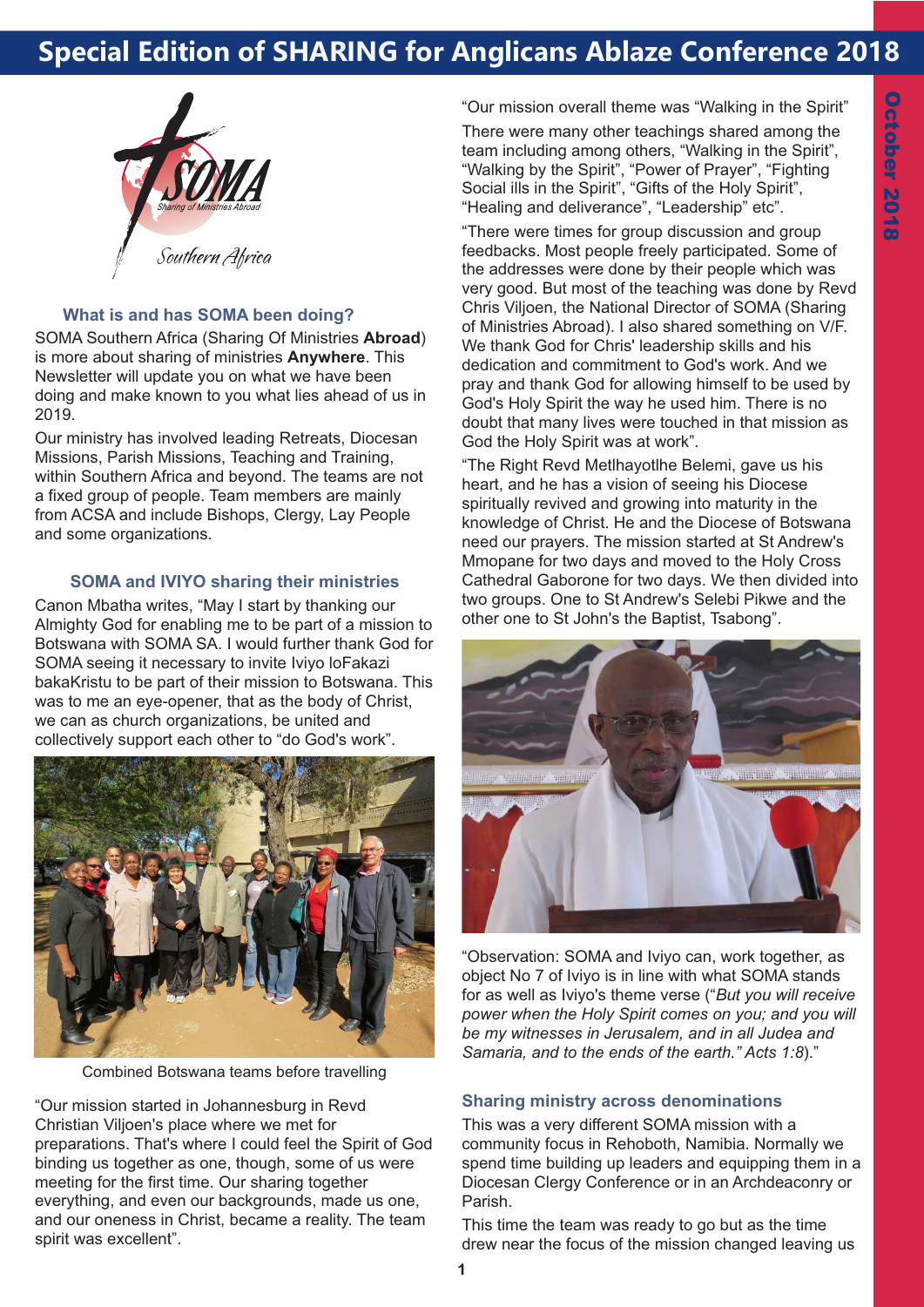# Special Edition of SHARING for Anglicans Ablaze Conference 2018

### What is and has SOMA been doing?

SOMA Southern Africa (Sharing Of Ministries **Abroad**) is more about sharing of ministries **Anywhere**. This Newsletter will update you on what we have been doing and make known to you what lies ahead of us in 2019.

Our ministry has involved leading Retreats, Diocesan Missions, Parish Missions, Teaching and Training, within Southern Africa and beyond. The teams are not a fixed group of people. Team members are mainly from ACSA and include Bishops, Clergy, Lay People and some organizations.

### SOMA and IVIYO sharing their ministries

Canon Mbatha writes, "May I start by thanking our Almighty God for enabling me to be part of a mission to Botswana with SOMA SA. I would further thank God for SOMA seeing it necessary to invite Iviyo loFakazi bakaKristu to be part of their mission to Botswana. This was to me an eye-opener, that as the body of Christ, we can as church organizations, be united and collectively support each other to "do God's work".

Combined Botswana teams before travelling

"Our mission started in Johannesburg in Revd Christian Viljoen's place where we met for preparations. That's where I could feel the Spirit of God binding us together as one, though, some of us were meeting for the first time. Our sharing together everything, and even our backgrounds, made us one, and our oneness in Christ, became a reality. The team spirit was excellent".

"Our mission overall theme was "Walking in the Spirit"

There were many other teachings shared among the team including among others, "Walking in the Spirit", "Walking by the Spirit", "Power of Prayer", "Fighting Social ills in the Spirit", "Gifts of the Holy Spirit", "Healing and deliverance", "Leadership" etc".

"There were times for group discussion and group feedbacks. Most people freely participated. Some of the addresses were done by their people which was very good. But most of the teaching was done by Revd Chris Viljoen, the National Director of SOMA (Sharing of Ministries Abroad). I also shared something on V/F. We thank God for Chris' leadership skills and his dedication and commitment to God's work. And we pray and thank God for allowing himself to be used by God's Holy Spirit the way he used him. There is no doubt that many lives were touched in that mission as God the Holy Spirit was at work".

"The Right Revd Metlhayotlhe Belemi, gave us his heart, and he has a vision of seeing his Diocese spiritually revived and growing into maturity in the knowledge of Christ. He and the Diocese of Botswana need our prayers. The mission started at St Andrew's Mmopane for two days and moved to the Holy Cross Cathedral Gaborone for two days. We then divided into two groups. One to St Andrew's Selebi Pikwe and the other one to St John's the Baptist, Tsabong".

"Observation: SOMA and Iviyo can, work together, as object No 7 of Iviyo is in line with what SOMA stands for as well as Iviyo's theme verse ("*But you will receive power when the Holy Spirit comes on you; and you will be my witnesses in Jerusalem, and in all Judea and Samaria, and to the ends of the earth." Acts 1:8*)."

### Sharing ministry across denominations

This was a very different SOMA mission with a community focus in Rehoboth, Namibia. Normally we spend time building up leaders and equipping them in a Diocesan Clergy Conference or in an Archdeaconry or Parish.

This time the team was ready to go but as the time drew near the focus of the mission changed leaving us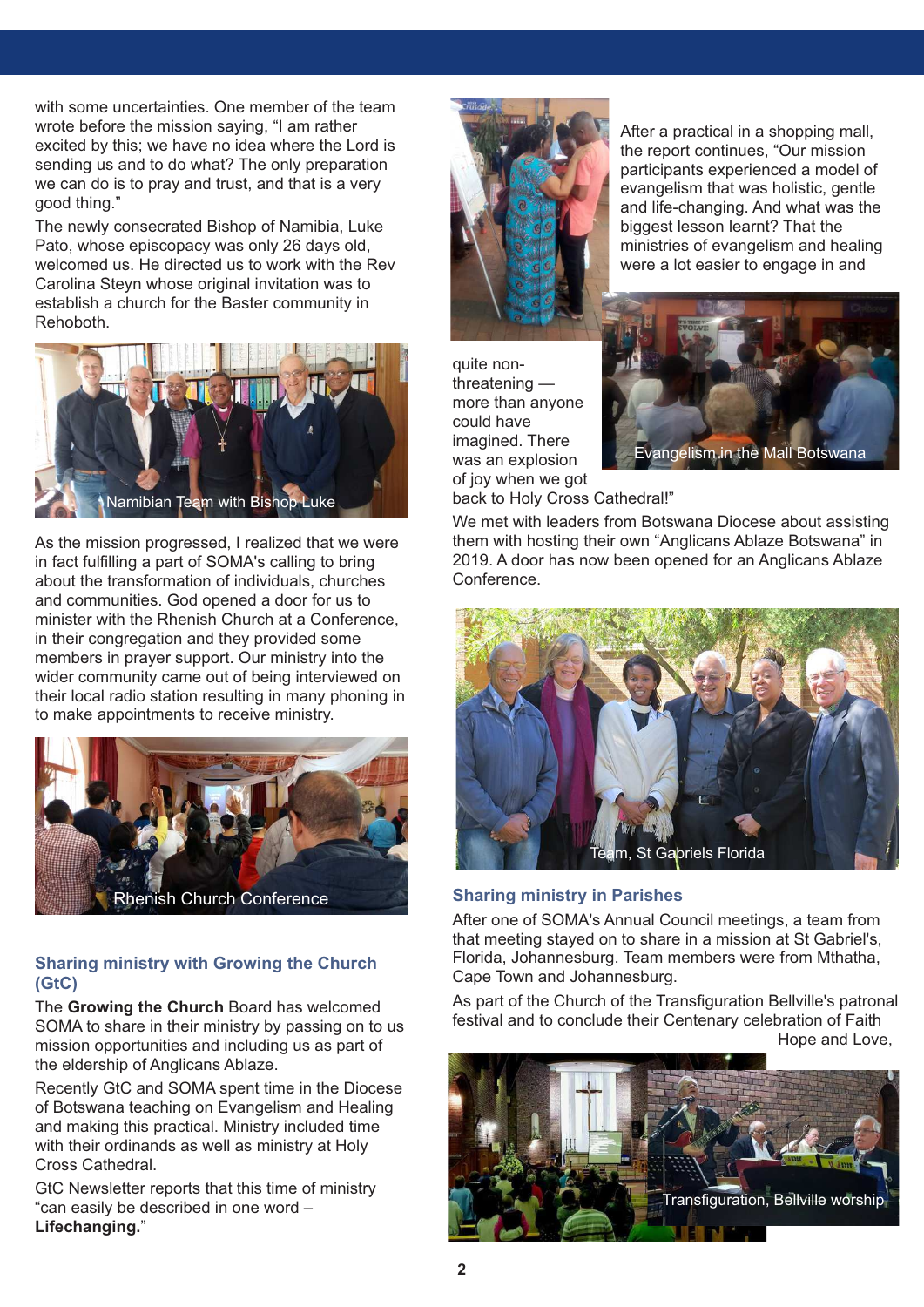with some uncertainties. One member of the team wrote before the mission saying, "I am rather excited by this; we have no idea where the Lord is sending us and to do what? The only preparation we can do is to pray and trust, and that is a very good thing."

The newly consecrated Bishop of Namibia, Luke Pato, whose episcopacy was only 26 days old, welcomed us. He directed us to work with the Rev Carolina Steyn whose original invitation was to establish a church for the Baster community in Rehoboth.

Namibian Team with Bishop Luke

As the mission progressed, I realized that we were in fact fulfilling a part of SOMA's calling to bring about the transformation of individuals, churches and communities. God opened a door for us to minister with the Rhenish Church at a Conference, in their congregation and they provided some members in prayer support. Our ministry into the wider community came out of being interviewed on their local radio station resulting in many phoning in to make appointments to receive ministry.

Rhenish Church Conference

## Sharing ministry with Growing the Church (GtC)

The **Growing the Church** Board has welcomed SOMA to share in their ministry by passing on to us mission opportunities and including us as part of the eldership of Anglicans Ablaze.

Recently GtC and SOMA spent time in the Diocese of Botswana teaching on Evangelism and Healing and making this practical. Ministry included time with their ordinands as well as ministry at Holy Cross Cathedral.

GtC Newsletter reports that this time of ministry "can easily be described in one word – **Lifechanging.**"

After a practical in a shopping mall, the report continues, "Our mission participants experienced a model of evangelism that was holistic, gentle and life-changing. And what was the biggest lesson learnt? That the ministries of evangelism and healing were a lot easier to engage in and quite non-threatening — more than anyone could have imagined. There was an explosion of joy when we got back to Holy Cross Cathedral!"

Evangelism in the Mall Botswana

We met with leaders from Botswana Diocese about assisting them with hosting their own "Anglicans Ablaze Botswana" in 2019. A door has now been opened for an Anglicans Ablaze Conference.

Team, St Gabriels Florida

## Sharing ministry in Parishes

After one of SOMA's Annual Council meetings, a team from that meeting stayed on to share in a mission at St Gabriel's, Florida, Johannesburg. Team members were from Mthatha, Cape Town and Johannesburg.

As part of the Church of the Transfiguration Bellville's patronal festival and to conclude their Centenary celebration of Faith Hope and Love,

Transfiguration, Bellville worship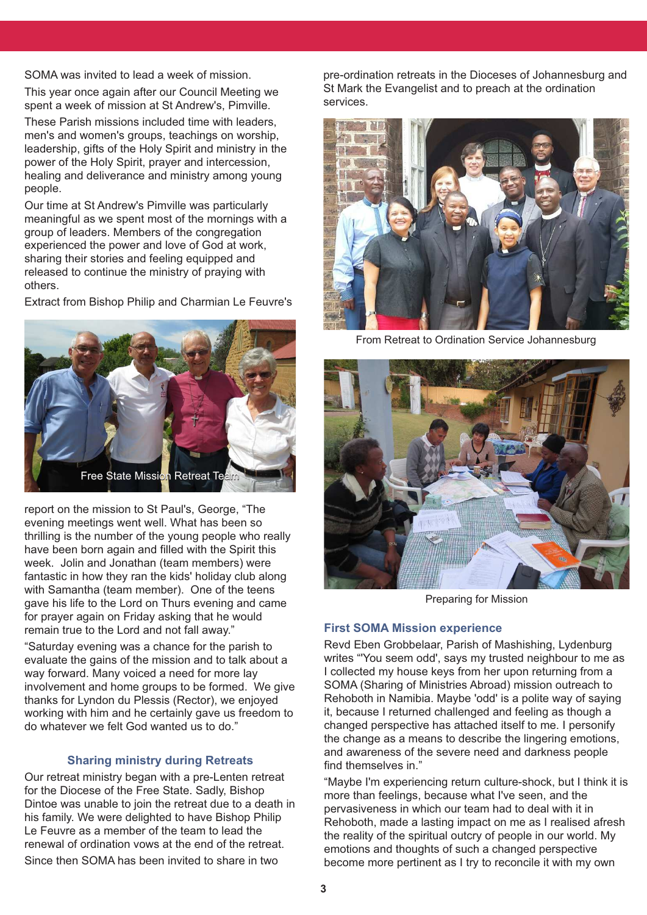SOMA was invited to lead a week of mission.

This year once again after our Council Meeting we spent a week of mission at St Andrew's, Pimville.

These Parish missions included time with leaders, men's and women's groups, teachings on worship, leadership, gifts of the Holy Spirit and ministry in the power of the Holy Spirit, prayer and intercession, healing and deliverance and ministry among young people.

Our time at St Andrew's Pimville was particularly meaningful as we spent most of the mornings with a group of leaders. Members of the congregation experienced the power and love of God at work, sharing their stories and feeling equipped and released to continue the ministry of praying with others.

Extract from Bishop Philip and Charmian Le Feuvre's

Free State Mission Retreat Team

report on the mission to St Paul's, George, "The evening meetings went well. What has been so thrilling is the number of the young people who really have been born again and filled with the Spirit this week. Jolin and Jonathan (team members) were fantastic in how they ran the kids' holiday club along with Samantha (team member). One of the teens gave his life to the Lord on Thurs evening and came for prayer again on Friday asking that he would remain true to the Lord and not fall away."

"Saturday evening was a chance for the parish to evaluate the gains of the mission and to talk about a way forward. Many voiced a need for more lay involvement and home groups to be formed. We give thanks for Lyndon du Plessis (Rector), we enjoyed working with him and he certainly gave us freedom to do whatever we felt God wanted us to do."

## Sharing ministry during Retreats

Our retreat ministry began with a pre-Lenten retreat for the Diocese of the Free State. Sadly, Bishop Dintoe was unable to join the retreat due to a death in his family. We were delighted to have Bishop Philip Le Feuvre as a member of the team to lead the renewal of ordination vows at the end of the retreat.

Since then SOMA has been invited to share in two pre-ordination retreats in the Dioceses of Johannesburg and St Mark the Evangelist and to preach at the ordination services.

From Retreat to Ordination Service Johannesburg

Preparing for Mission

## First SOMA Mission experience

Revd Eben Grobbelaar, Parish of Mashishing, Lydenburg writes "'You seem odd', says my trusted neighbour to me as I collected my house keys from her upon returning from a SOMA (Sharing of Ministries Abroad) mission outreach to Rehoboth in Namibia. Maybe 'odd' is a polite way of saying it, because I returned challenged and feeling as though a changed perspective has attached itself to me. I personify the change as a means to describe the lingering emotions, and awareness of the severe need and darkness people find themselves in."

"Maybe I'm experiencing return culture-shock, but I think it is more than feelings, because what I've seen, and the pervasiveness in which our team had to deal with it in Rehoboth, made a lasting impact on me as I realised afresh the reality of the spiritual outcry of people in our world. My emotions and thoughts of such a changed perspective become more pertinent as I try to reconcile it with my own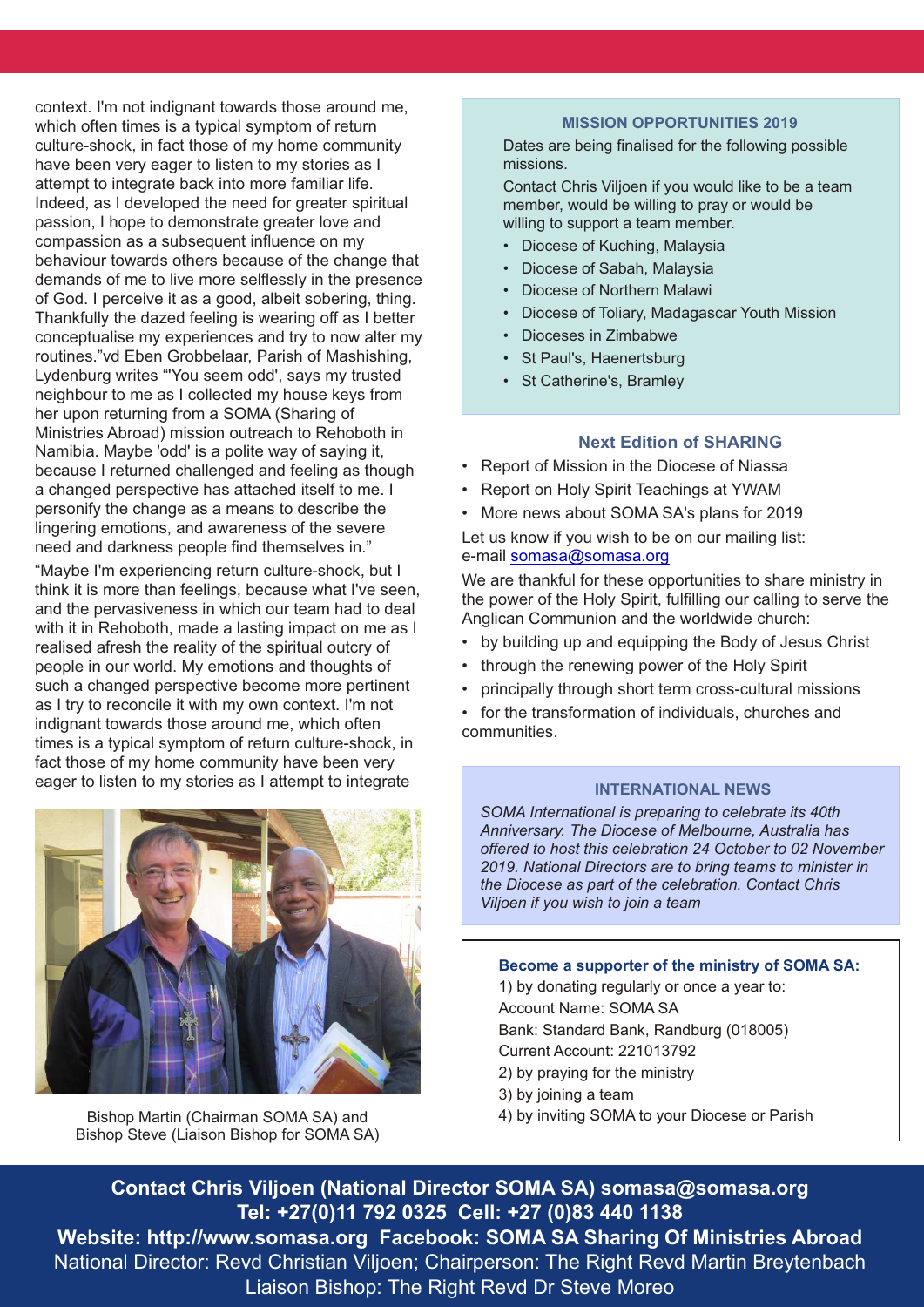context. I'm not indignant towards those around me, which often times is a typical symptom of return culture-shock, in fact those of my home community have been very eager to listen to my stories as I attempt to integrate back into more familiar life. Indeed, as I developed the need for greater spiritual passion, I hope to demonstrate greater love and compassion as a subsequent influence on my behaviour towards others because of the change that demands of me to live more selflessly in the presence of God. I perceive it as a good, albeit sobering, thing. Thankfully the dazed feeling is wearing off as I better conceptualise my experiences and try to now alter my routines."vd Eben Grobbelaar, Parish of Mashishing, Lydenburg writes "'You seem odd', says my trusted neighbour to me as I collected my house keys from her upon returning from a SOMA (Sharing of Ministries Abroad) mission outreach to Rehoboth in Namibia. Maybe 'odd' is a polite way of saying it, because I returned challenged and feeling as though a changed perspective has attached itself to me. I personify the change as a means to describe the lingering emotions, and awareness of the severe need and darkness people find themselves in."

"Maybe I'm experiencing return culture-shock, but I think it is more than feelings, because what I've seen, and the pervasiveness in which our team had to deal with it in Rehoboth, made a lasting impact on me as I realised afresh the reality of the spiritual outcry of people in our world. My emotions and thoughts of such a changed perspective become more pertinent as I try to reconcile it with my own context. I'm not indignant towards those around me, which often times is a typical symptom of return culture-shock, in fact those of my home community have been very eager to listen to my stories as I attempt to integrate

Bishop Martin (Chairman SOMA SA) and Bishop Steve (Liaison Bishop for SOMA SA)

### MISSION OPPORTUNITIES 2019

Dates are being finalised for the following possible missions.

Contact Chris Viljoen if you would like to be a team member, would be willing to pray or would be willing to support a team member.

- Diocese of Kuching, Malaysia
- Diocese of Sabah, Malaysia
- Diocese of Northern Malawi
- Diocese of Toliary, Madagascar Youth Mission
- Dioceses in Zimbabwe
- St Paul's, Haenertsburg
- St Catherine's, Bramley

### Next Edition of SHARING

- Report of Mission in the Diocese of Niassa
- Report on Holy Spirit Teachings at YWAM
- More news about SOMA SA's plans for 2019

Let us know if you wish to be on our mailing list: e-mail somasa@somasa.org

We are thankful for these opportunities to share ministry in the power of the Holy Spirit, fulfilling our calling to serve the Anglican Communion and the worldwide church:

- by building up and equipping the Body of Jesus Christ
- through the renewing power of the Holy Spirit
- principally through short term cross-cultural missions
- for the transformation of individuals, churches and communities.

### INTERNATIONAL NEWS

*SOMA International is preparing to celebrate its 40th Anniversary. The Diocese of Melbourne, Australia has offered to host this celebration 24 October to 02 November 2019. National Directors are to bring teams to minister in the Diocese as part of the celebration. Contact Chris Viljoen if you wish to join a team*

**Become a supporter of the ministry of SOMA SA:**

1) by donating regularly or once a year to:
Account Name: SOMA SA
Bank: Standard Bank, Randburg (018005)
Current Account: 221013792
2) by praying for the ministry
3) by joining a team
4) by inviting SOMA to your Diocese or Parish

**Contact Chris Viljoen (National Director SOMA SA) somasa@somasa.org**
**Tel: +27(0)11 792 0325 Cell: +27 (0)83 440 1138**
**Website: http://www.somasa.org Facebook: SOMA SA Sharing Of Ministries Abroad**
National Director: Revd Christian Viljoen; Chairperson: The Right Revd Martin Breytenbach
Liaison Bishop: The Right Revd Dr Steve Moreo